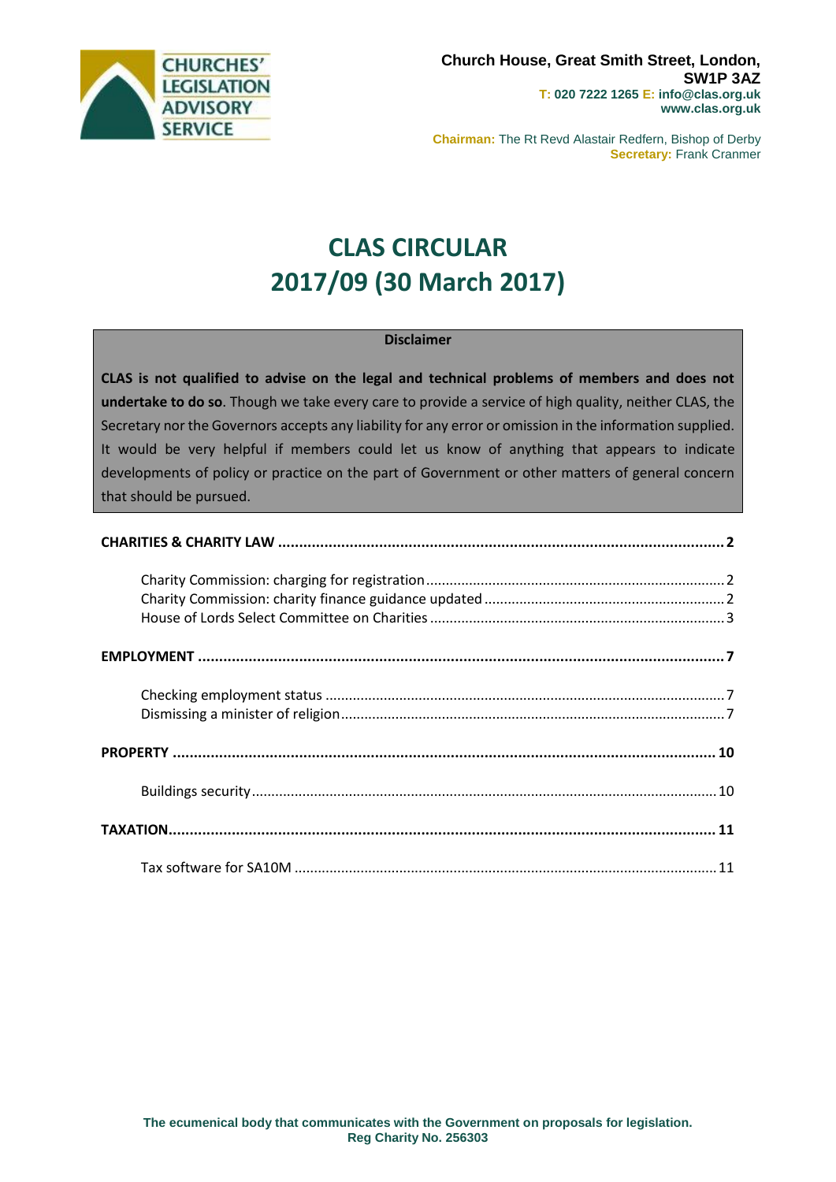CHURCHES' LEGISLATION ADVISORY SERVICE

**Church House, Great Smith Street, London, SW1P 3AZ**
**T: 020 7222 1265 E: info@clas.org.uk**
**www.clas.org.uk**

**Chairman:** The Rt Revd Alastair Redfern, Bishop of Derby
**Secretary:** Frank Cranmer

# CLAS CIRCULAR 2017/09 (30 March 2017)

**Disclaimer**

**CLAS is not qualified to advise on the legal and technical problems of members and does not undertake to do so**. Though we take every care to provide a service of high quality, neither CLAS, the Secretary nor the Governors accepts any liability for any error or omission in the information supplied. It would be very helpful if members could let us know of anything that appears to indicate developments of policy or practice on the part of Government or other matters of general concern that should be pursued.

**CHARITIES & CHARITY LAW** ..... 2

- Charity Commission: charging for registration ..... 2
- Charity Commission: charity finance guidance updated ..... 2
- House of Lords Select Committee on Charities ..... 3

**EMPLOYMENT** ..... 7

- Checking employment status ..... 7
- Dismissing a minister of religion ..... 7

**PROPERTY** ..... 10

- Buildings security ..... 10

**TAXATION** ..... 11

- Tax software for SA10M ..... 11

**The ecumenical body that communicates with the Government on proposals for legislation.**
**Reg Charity No. 256303**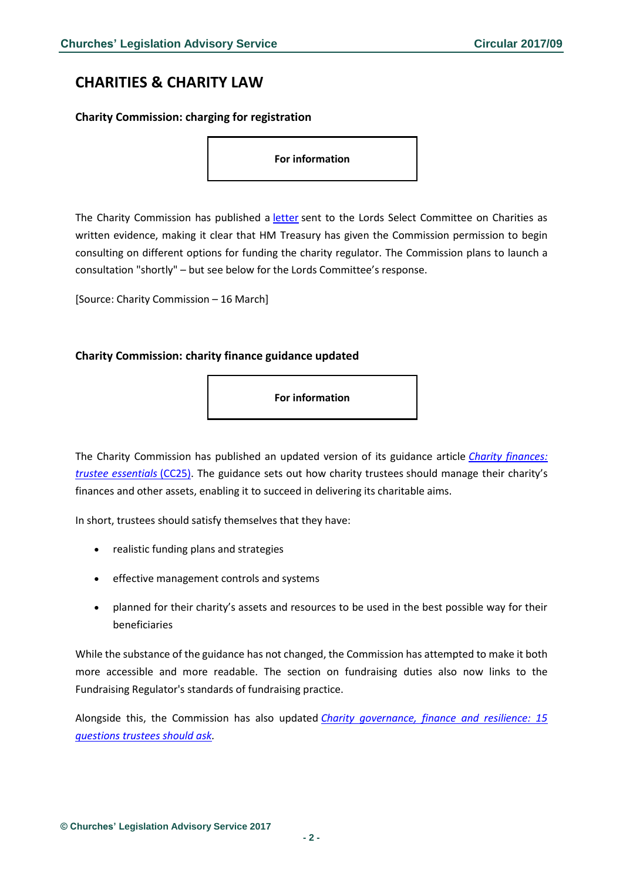# CHARITIES & CHARITY LAW

## Charity Commission: charging for registration

**For information**

The Charity Commission has published a letter sent to the Lords Select Committee on Charities as written evidence, making it clear that HM Treasury has given the Commission permission to begin consulting on different options for funding the charity regulator. The Commission plans to launch a consultation "shortly" – but see below for the Lords Committee's response.

[Source: Charity Commission – 16 March]

## Charity Commission: charity finance guidance updated

**For information**

The Charity Commission has published an updated version of its guidance article *Charity finances: trustee essentials* (CC25). The guidance sets out how charity trustees should manage their charity's finances and other assets, enabling it to succeed in delivering its charitable aims.

In short, trustees should satisfy themselves that they have:

- realistic funding plans and strategies
- effective management controls and systems
- planned for their charity's assets and resources to be used in the best possible way for their beneficiaries

While the substance of the guidance has not changed, the Commission has attempted to make it both more accessible and more readable. The section on fundraising duties also now links to the Fundraising Regulator's standards of fundraising practice.

Alongside this, the Commission has also updated *Charity governance, finance and resilience: 15 questions trustees should ask*.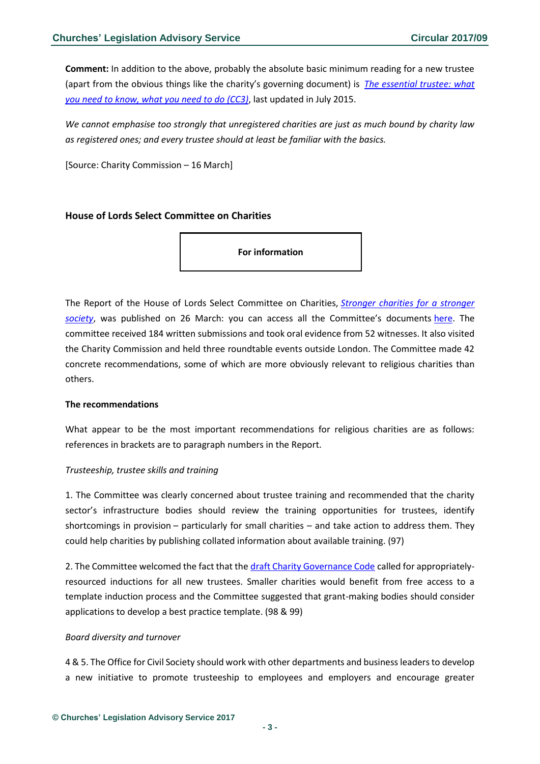**Comment:** In addition to the above, probably the absolute basic minimum reading for a new trustee (apart from the obvious things like the charity's governing document) is *The essential trustee: what you need to know, what you need to do (CC3)*, last updated in July 2015.

*We cannot emphasise too strongly that unregistered charities are just as much bound by charity law as registered ones; and every trustee should at least be familiar with the basics.*

[Source: Charity Commission – 16 March]

### House of Lords Select Committee on Charities

**For information**

The Report of the House of Lords Select Committee on Charities, *Stronger charities for a stronger society*, was published on 26 March: you can access all the Committee's documents here. The committee received 184 written submissions and took oral evidence from 52 witnesses. It also visited the Charity Commission and held three roundtable events outside London. The Committee made 42 concrete recommendations, some of which are more obviously relevant to religious charities than others.

#### The recommendations

What appear to be the most important recommendations for religious charities are as follows: references in brackets are to paragraph numbers in the Report.

*Trusteeship, trustee skills and training*

1. The Committee was clearly concerned about trustee training and recommended that the charity sector's infrastructure bodies should review the training opportunities for trustees, identify shortcomings in provision – particularly for small charities – and take action to address them. They could help charities by publishing collated information about available training. (97)

2. The Committee welcomed the fact that the draft Charity Governance Code called for appropriately-resourced inductions for all new trustees. Smaller charities would benefit from free access to a template induction process and the Committee suggested that grant-making bodies should consider applications to develop a best practice template. (98 & 99)

*Board diversity and turnover*

4 & 5. The Office for Civil Society should work with other departments and business leaders to develop a new initiative to promote trusteeship to employees and employers and encourage greater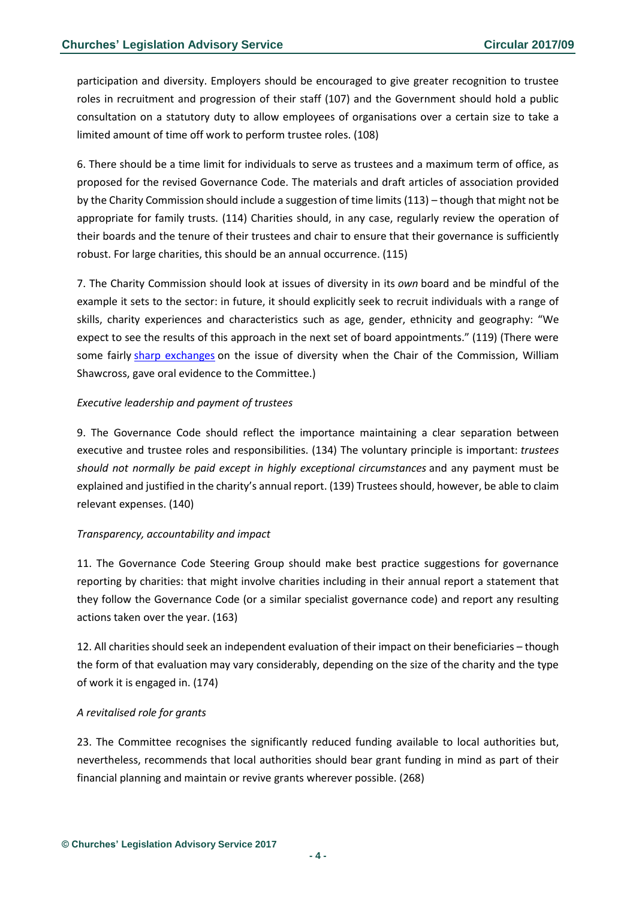participation and diversity. Employers should be encouraged to give greater recognition to trustee roles in recruitment and progression of their staff (107) and the Government should hold a public consultation on a statutory duty to allow employees of organisations over a certain size to take a limited amount of time off work to perform trustee roles. (108)

6. There should be a time limit for individuals to serve as trustees and a maximum term of office, as proposed for the revised Governance Code. The materials and draft articles of association provided by the Charity Commission should include a suggestion of time limits (113) – though that might not be appropriate for family trusts. (114) Charities should, in any case, regularly review the operation of their boards and the tenure of their trustees and chair to ensure that their governance is sufficiently robust. For large charities, this should be an annual occurrence. (115)

7. The Charity Commission should look at issues of diversity in its *own* board and be mindful of the example it sets to the sector: in future, it should explicitly seek to recruit individuals with a range of skills, charity experiences and characteristics such as age, gender, ethnicity and geography: "We expect to see the results of this approach in the next set of board appointments." (119) (There were some fairly sharp exchanges on the issue of diversity when the Chair of the Commission, William Shawcross, gave oral evidence to the Committee.)

*Executive leadership and payment of trustees*

9. The Governance Code should reflect the importance maintaining a clear separation between executive and trustee roles and responsibilities. (134) The voluntary principle is important: *trustees should not normally be paid except in highly exceptional circumstances* and any payment must be explained and justified in the charity's annual report. (139) Trustees should, however, be able to claim relevant expenses. (140)

*Transparency, accountability and impact*

11. The Governance Code Steering Group should make best practice suggestions for governance reporting by charities: that might involve charities including in their annual report a statement that they follow the Governance Code (or a similar specialist governance code) and report any resulting actions taken over the year. (163)

12. All charities should seek an independent evaluation of their impact on their beneficiaries – though the form of that evaluation may vary considerably, depending on the size of the charity and the type of work it is engaged in. (174)

*A revitalised role for grants*

23. The Committee recognises the significantly reduced funding available to local authorities but, nevertheless, recommends that local authorities should bear grant funding in mind as part of their financial planning and maintain or revive grants wherever possible. (268)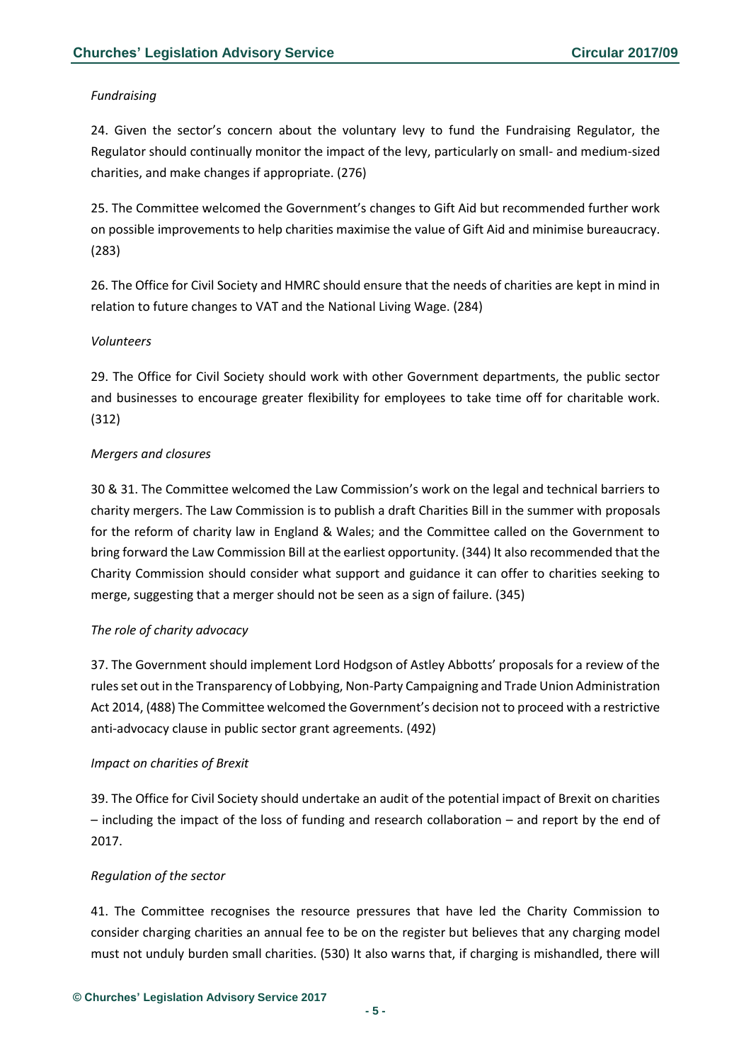*Fundraising*

24. Given the sector's concern about the voluntary levy to fund the Fundraising Regulator, the Regulator should continually monitor the impact of the levy, particularly on small- and medium-sized charities, and make changes if appropriate. (276)

25. The Committee welcomed the Government's changes to Gift Aid but recommended further work on possible improvements to help charities maximise the value of Gift Aid and minimise bureaucracy. (283)

26. The Office for Civil Society and HMRC should ensure that the needs of charities are kept in mind in relation to future changes to VAT and the National Living Wage. (284)

*Volunteers*

29. The Office for Civil Society should work with other Government departments, the public sector and businesses to encourage greater flexibility for employees to take time off for charitable work. (312)

*Mergers and closures*

30 & 31. The Committee welcomed the Law Commission's work on the legal and technical barriers to charity mergers. The Law Commission is to publish a draft Charities Bill in the summer with proposals for the reform of charity law in England & Wales; and the Committee called on the Government to bring forward the Law Commission Bill at the earliest opportunity. (344) It also recommended that the Charity Commission should consider what support and guidance it can offer to charities seeking to merge, suggesting that a merger should not be seen as a sign of failure. (345)

*The role of charity advocacy*

37. The Government should implement Lord Hodgson of Astley Abbotts' proposals for a review of the rules set out in the Transparency of Lobbying, Non-Party Campaigning and Trade Union Administration Act 2014, (488) The Committee welcomed the Government's decision not to proceed with a restrictive anti-advocacy clause in public sector grant agreements. (492)

*Impact on charities of Brexit*

39. The Office for Civil Society should undertake an audit of the potential impact of Brexit on charities – including the impact of the loss of funding and research collaboration – and report by the end of 2017.

*Regulation of the sector*

41. The Committee recognises the resource pressures that have led the Charity Commission to consider charging charities an annual fee to be on the register but believes that any charging model must not unduly burden small charities. (530) It also warns that, if charging is mishandled, there will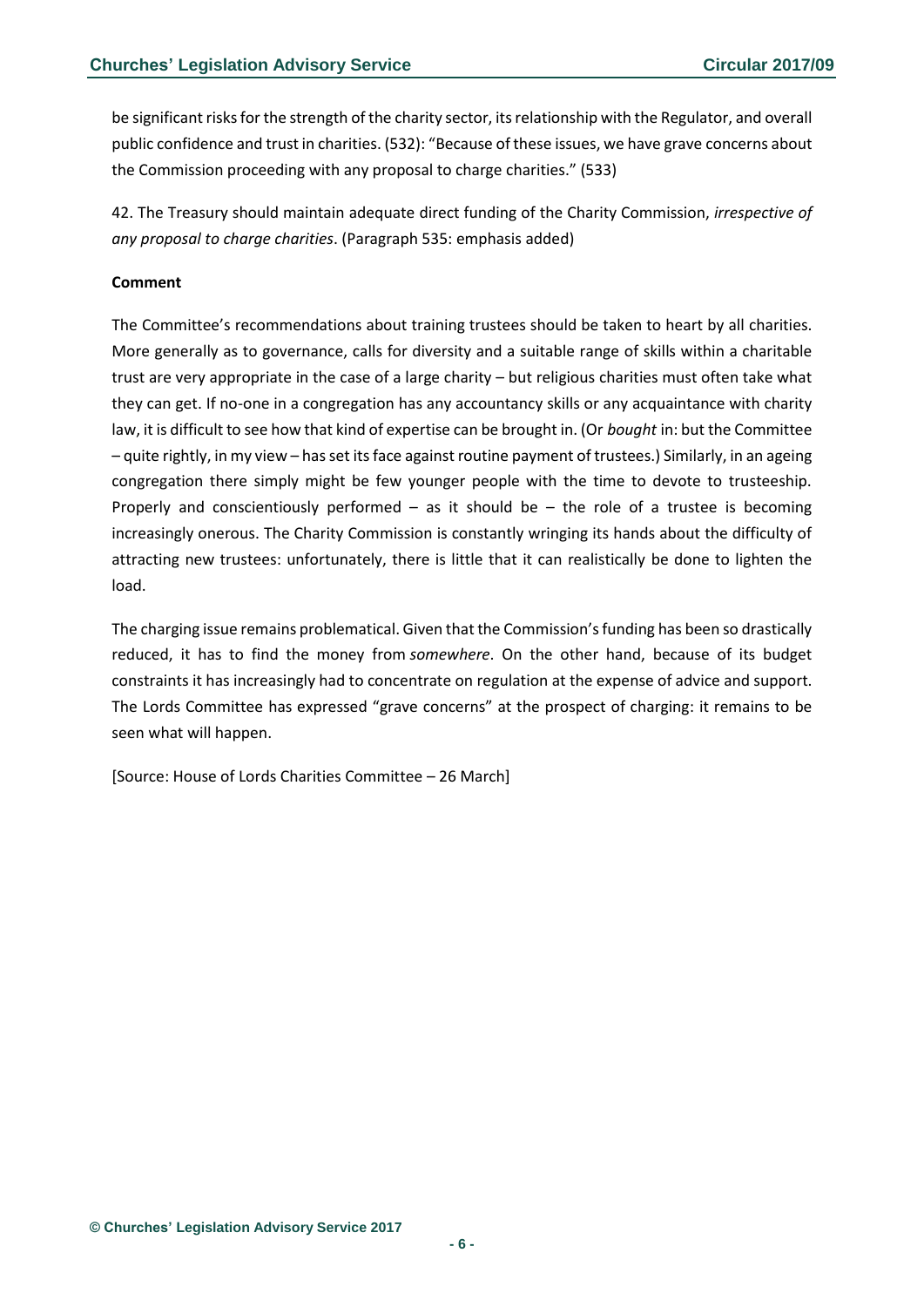be significant risks for the strength of the charity sector, its relationship with the Regulator, and overall public confidence and trust in charities. (532): "Because of these issues, we have grave concerns about the Commission proceeding with any proposal to charge charities." (533)

42. The Treasury should maintain adequate direct funding of the Charity Commission, *irrespective of any proposal to charge charities*. (Paragraph 535: emphasis added)

**Comment**

The Committee's recommendations about training trustees should be taken to heart by all charities. More generally as to governance, calls for diversity and a suitable range of skills within a charitable trust are very appropriate in the case of a large charity – but religious charities must often take what they can get. If no-one in a congregation has any accountancy skills or any acquaintance with charity law, it is difficult to see how that kind of expertise can be brought in. (Or *bought* in: but the Committee – quite rightly, in my view – has set its face against routine payment of trustees.) Similarly, in an ageing congregation there simply might be few younger people with the time to devote to trusteeship. Properly and conscientiously performed – as it should be – the role of a trustee is becoming increasingly onerous. The Charity Commission is constantly wringing its hands about the difficulty of attracting new trustees: unfortunately, there is little that it can realistically be done to lighten the load.

The charging issue remains problematical. Given that the Commission's funding has been so drastically reduced, it has to find the money from *somewhere*. On the other hand, because of its budget constraints it has increasingly had to concentrate on regulation at the expense of advice and support. The Lords Committee has expressed "grave concerns" at the prospect of charging: it remains to be seen what will happen.

[Source: House of Lords Charities Committee – 26 March]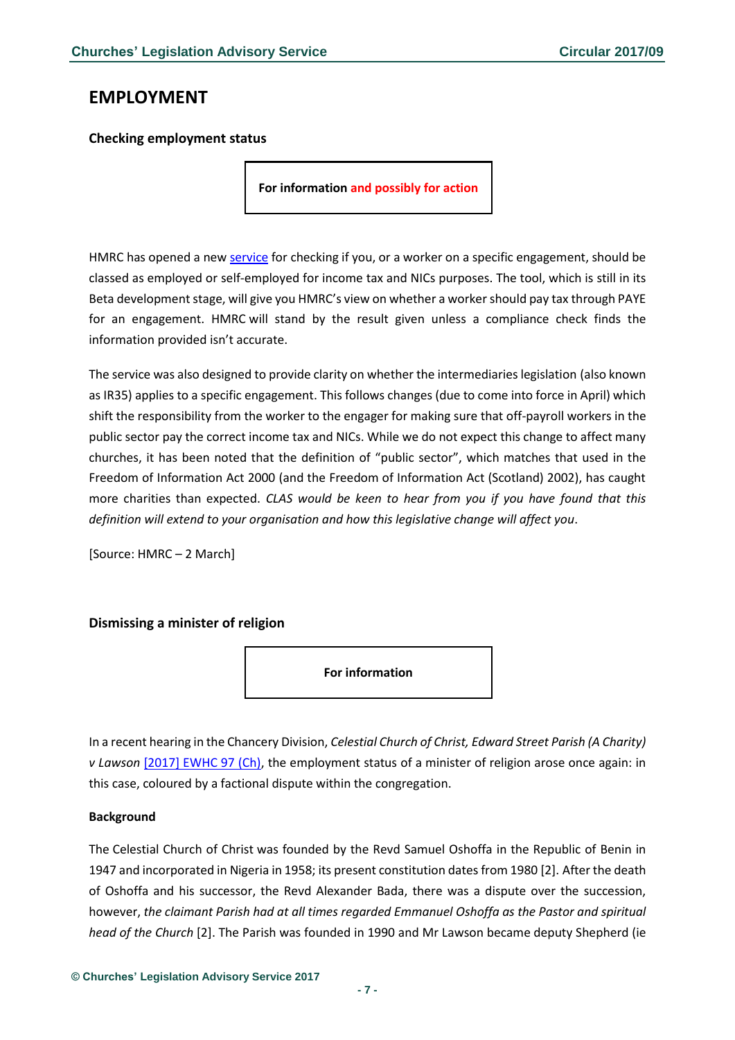# EMPLOYMENT

### Checking employment status

**For information and possibly for action**

HMRC has opened a new [service](#) for checking if you, or a worker on a specific engagement, should be classed as employed or self-employed for income tax and NICs purposes. The tool, which is still in its Beta development stage, will give you HMRC's view on whether a worker should pay tax through PAYE for an engagement. HMRC will stand by the result given unless a compliance check finds the information provided isn't accurate.

The service was also designed to provide clarity on whether the intermediaries legislation (also known as IR35) applies to a specific engagement. This follows changes (due to come into force in April) which shift the responsibility from the worker to the engager for making sure that off-payroll workers in the public sector pay the correct income tax and NICs. While we do not expect this change to affect many churches, it has been noted that the definition of "public sector", which matches that used in the Freedom of Information Act 2000 (and the Freedom of Information Act (Scotland) 2002), has caught more charities than expected. *CLAS would be keen to hear from you if you have found that this definition will extend to your organisation and how this legislative change will affect you*.

[Source: HMRC – 2 March]

### Dismissing a minister of religion

**For information**

In a recent hearing in the Chancery Division, *Celestial Church of Christ, Edward Street Parish (A Charity) v Lawson* [[2017] EWHC 97 (Ch)](#), the employment status of a minister of religion arose once again: in this case, coloured by a factional dispute within the congregation.

**Background**

The Celestial Church of Christ was founded by the Revd Samuel Oshoffa in the Republic of Benin in 1947 and incorporated in Nigeria in 1958; its present constitution dates from 1980 [2]. After the death of Oshoffa and his successor, the Revd Alexander Bada, there was a dispute over the succession, however, *the claimant Parish had at all times regarded Emmanuel Oshoffa as the Pastor and spiritual head of the Church* [2]. The Parish was founded in 1990 and Mr Lawson became deputy Shepherd (ie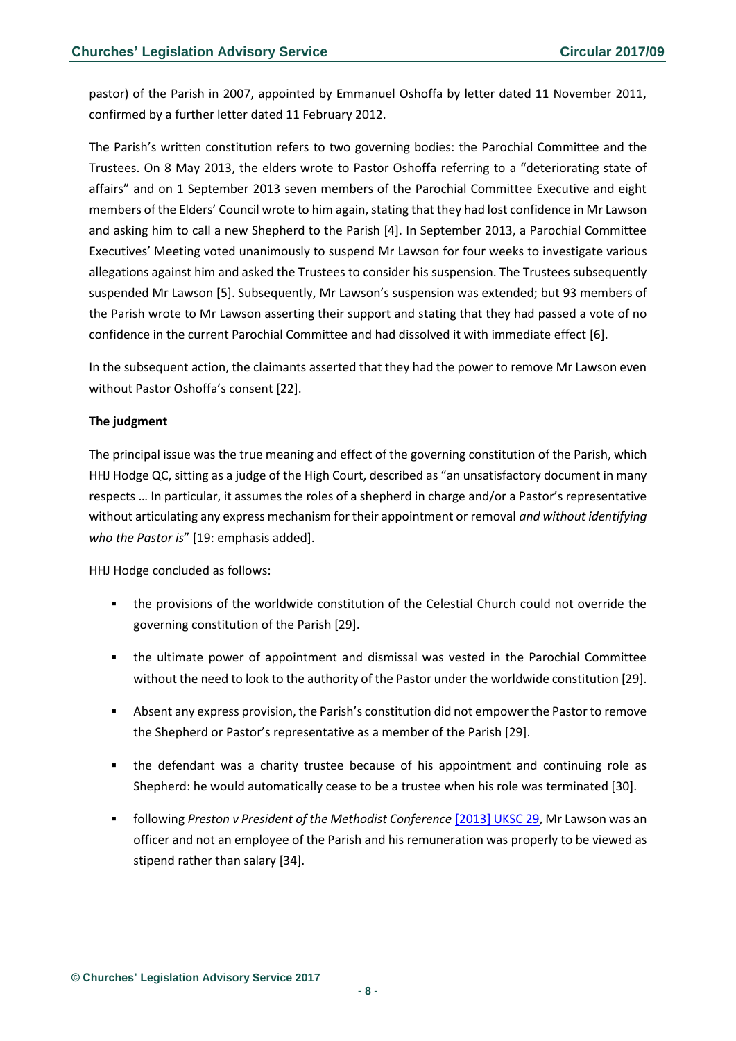pastor) of the Parish in 2007, appointed by Emmanuel Oshoffa by letter dated 11 November 2011, confirmed by a further letter dated 11 February 2012.

The Parish's written constitution refers to two governing bodies: the Parochial Committee and the Trustees. On 8 May 2013, the elders wrote to Pastor Oshoffa referring to a "deteriorating state of affairs" and on 1 September 2013 seven members of the Parochial Committee Executive and eight members of the Elders' Council wrote to him again, stating that they had lost confidence in Mr Lawson and asking him to call a new Shepherd to the Parish [4]. In September 2013, a Parochial Committee Executives' Meeting voted unanimously to suspend Mr Lawson for four weeks to investigate various allegations against him and asked the Trustees to consider his suspension. The Trustees subsequently suspended Mr Lawson [5]. Subsequently, Mr Lawson's suspension was extended; but 93 members of the Parish wrote to Mr Lawson asserting their support and stating that they had passed a vote of no confidence in the current Parochial Committee and had dissolved it with immediate effect [6].

In the subsequent action, the claimants asserted that they had the power to remove Mr Lawson even without Pastor Oshoffa's consent [22].

**The judgment**

The principal issue was the true meaning and effect of the governing constitution of the Parish, which HHJ Hodge QC, sitting as a judge of the High Court, described as "an unsatisfactory document in many respects … In particular, it assumes the roles of a shepherd in charge and/or a Pastor's representative without articulating any express mechanism for their appointment or removal *and without identifying who the Pastor is*" [19: emphasis added].

HHJ Hodge concluded as follows:

- the provisions of the worldwide constitution of the Celestial Church could not override the governing constitution of the Parish [29].
- the ultimate power of appointment and dismissal was vested in the Parochial Committee without the need to look to the authority of the Pastor under the worldwide constitution [29].
- Absent any express provision, the Parish's constitution did not empower the Pastor to remove the Shepherd or Pastor's representative as a member of the Parish [29].
- the defendant was a charity trustee because of his appointment and continuing role as Shepherd: he would automatically cease to be a trustee when his role was terminated [30].
- following *Preston v President of the Methodist Conference* [2013] UKSC 29, Mr Lawson was an officer and not an employee of the Parish and his remuneration was properly to be viewed as stipend rather than salary [34].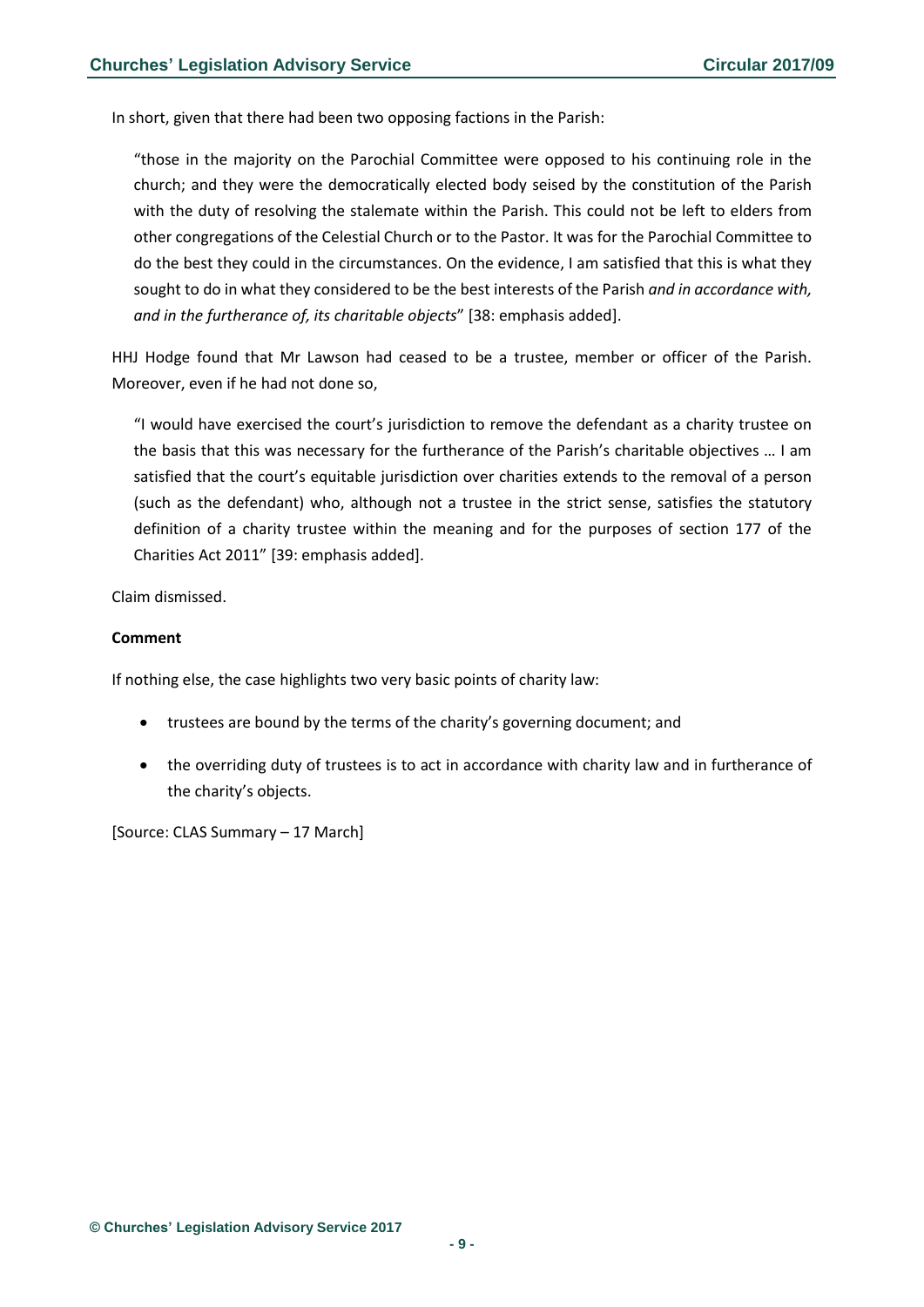In short, given that there had been two opposing factions in the Parish:

> "those in the majority on the Parochial Committee were opposed to his continuing role in the church; and they were the democratically elected body seised by the constitution of the Parish with the duty of resolving the stalemate within the Parish. This could not be left to elders from other congregations of the Celestial Church or to the Pastor. It was for the Parochial Committee to do the best they could in the circumstances. On the evidence, I am satisfied that this is what they sought to do in what they considered to be the best interests of the Parish *and in accordance with, and in the furtherance of, its charitable objects*" [38: emphasis added].

HHJ Hodge found that Mr Lawson had ceased to be a trustee, member or officer of the Parish. Moreover, even if he had not done so,

> "I would have exercised the court's jurisdiction to remove the defendant as a charity trustee on the basis that this was necessary for the furtherance of the Parish's charitable objectives … I am satisfied that the court's equitable jurisdiction over charities extends to the removal of a person (such as the defendant) who, although not a trustee in the strict sense, satisfies the statutory definition of a charity trustee within the meaning and for the purposes of section 177 of the Charities Act 2011" [39: emphasis added].

Claim dismissed.

**Comment**

If nothing else, the case highlights two very basic points of charity law:

- trustees are bound by the terms of the charity's governing document; and
- the overriding duty of trustees is to act in accordance with charity law and in furtherance of the charity's objects.

[Source: CLAS Summary – 17 March]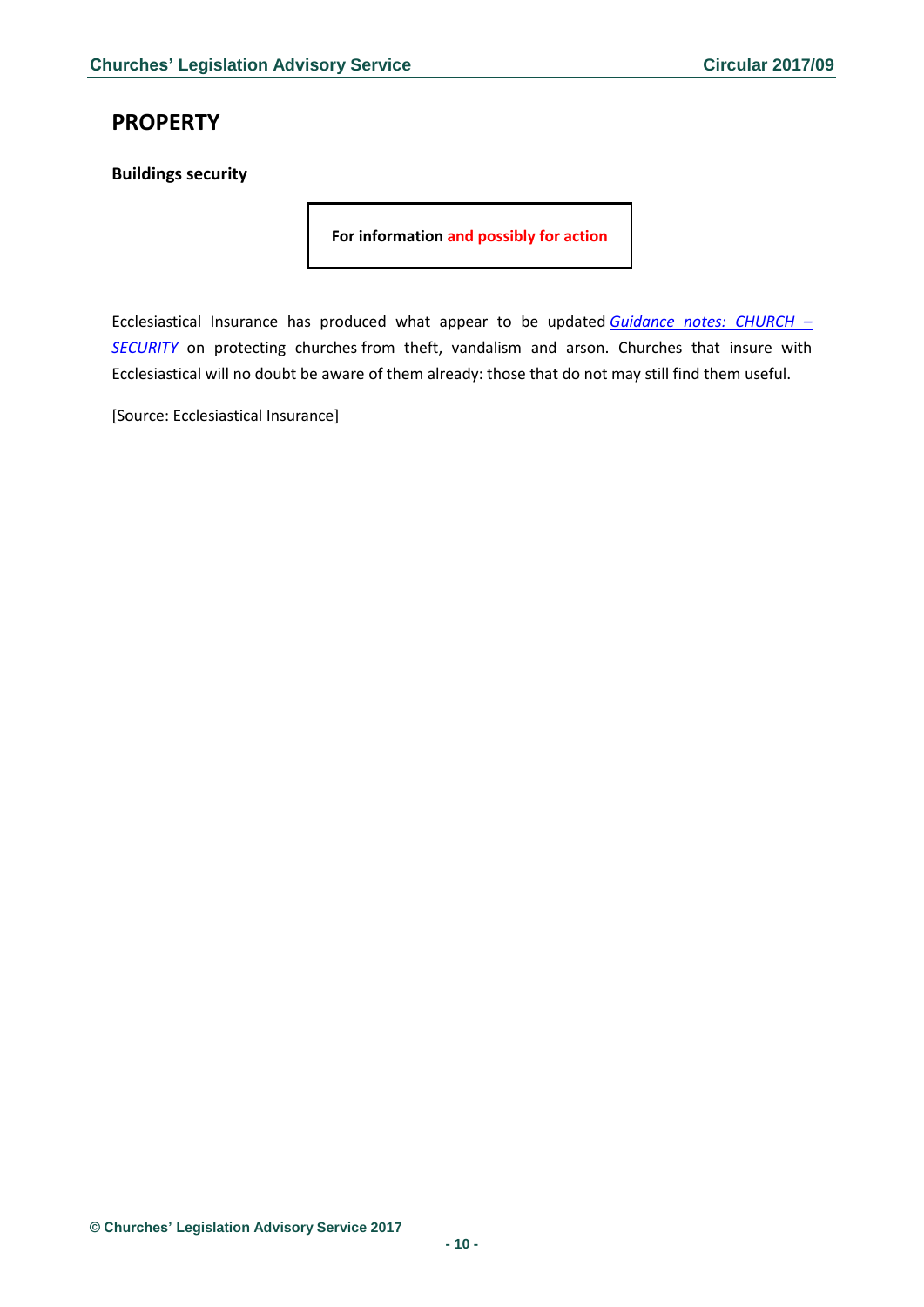# PROPERTY

**Buildings security**

**For information and possibly for action**

Ecclesiastical Insurance has produced what appear to be updated *Guidance notes: CHURCH – SECURITY* on protecting churches from theft, vandalism and arson. Churches that insure with Ecclesiastical will no doubt be aware of them already: those that do not may still find them useful.

[Source: Ecclesiastical Insurance]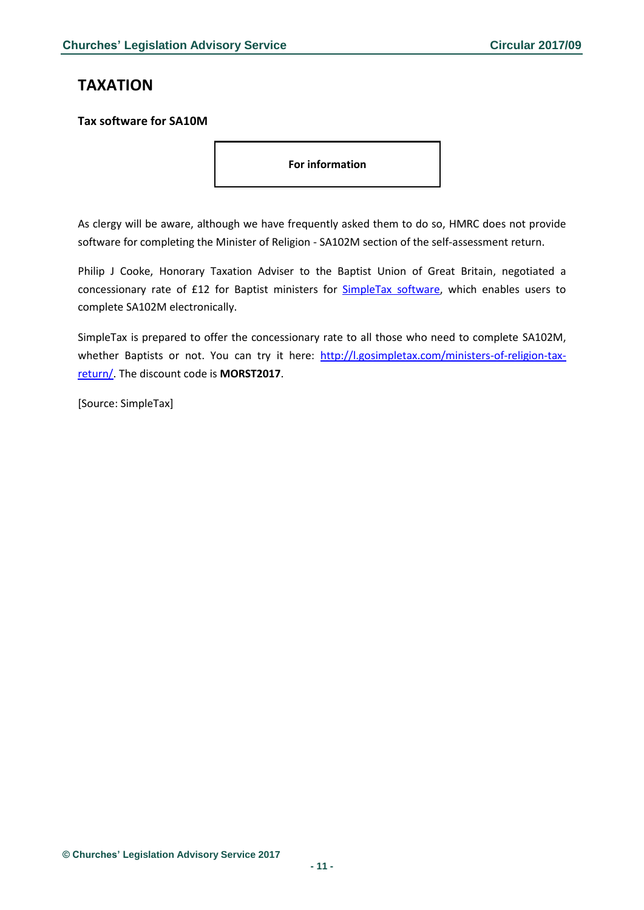# TAXATION

**Tax software for SA10M**

**For information**

As clergy will be aware, although we have frequently asked them to do so, HMRC does not provide software for completing the Minister of Religion - SA102M section of the self-assessment return.

Philip J Cooke, Honorary Taxation Adviser to the Baptist Union of Great Britain, negotiated a concessionary rate of £12 for Baptist ministers for SimpleTax software, which enables users to complete SA102M electronically.

SimpleTax is prepared to offer the concessionary rate to all those who need to complete SA102M, whether Baptists or not. You can try it here: http://l.gosimpletax.com/ministers-of-religion-tax-return/. The discount code is **MORST2017**.

[Source: SimpleTax]